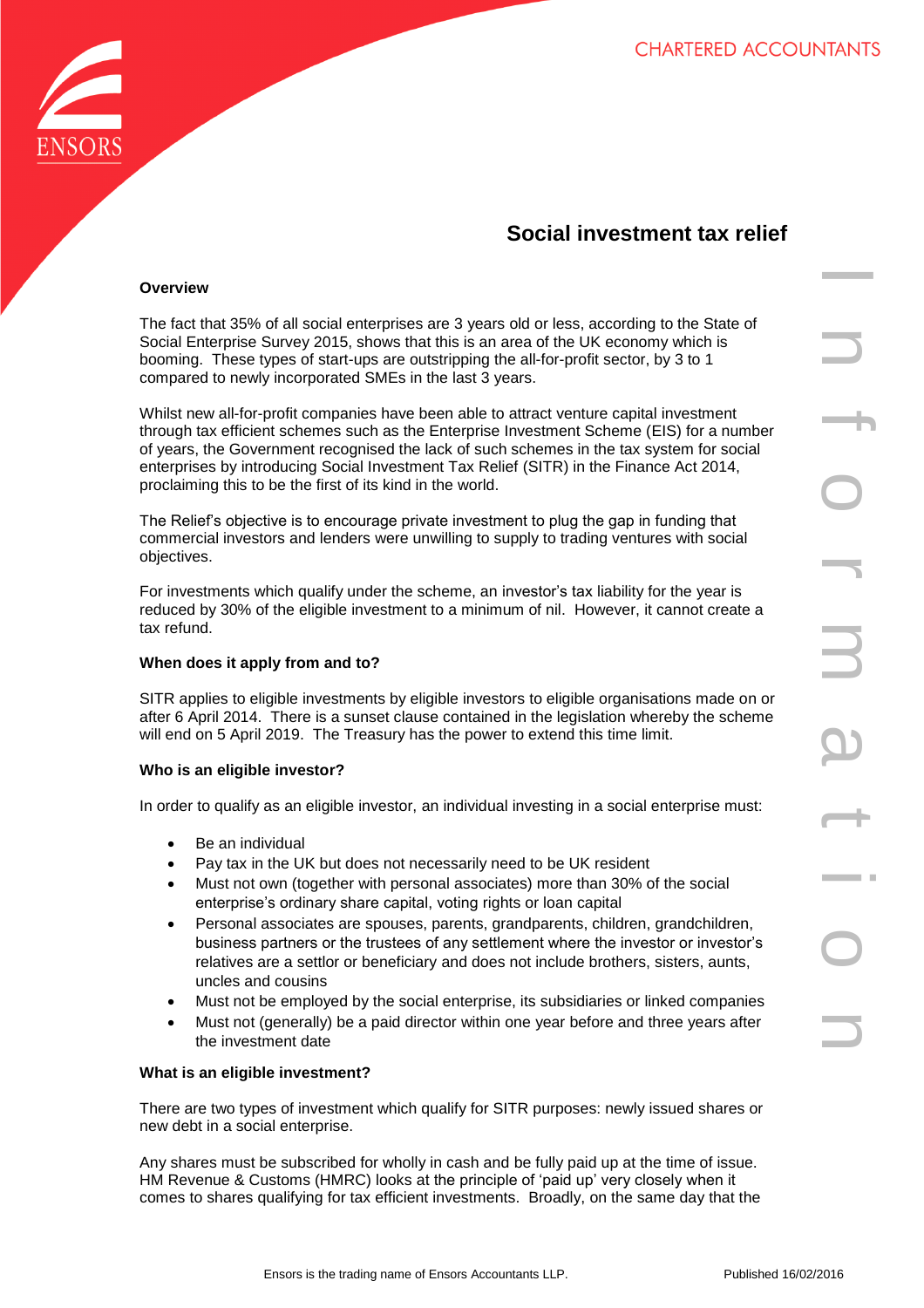# Social investment tax relief

### Overview

The fact that 35% of all social enterprises are 3 years old or less, according to the State of Social Enterprise Survey 2015, shows that this is an area of the UK economy which is booming. These types of start-ups are outstripping the all-for-profit sector, by 3 to 1 compared to newly incorporated SMEs in the last 3 years.

Whilst new all-for-profit companies have been able to attract venture capital investment through tax efficient schemes such as the Enterprise Investment Scheme (EIS) for a number of years, the Government recognised the lack of such schemes in the tax system for social enterprises by introducing Social Investment Tax Relief (SITR) in the Finance Act 2014, proclaiming this to be the first of its kind in the world.

The Relief's objective is to encourage private investment to plug the gap in funding that commercial investors and lenders were unwilling to supply to trading ventures with social objectives.

For investments which qualify under the scheme, an investor's tax liability for the year is reduced by 30% of the eligible investment to a minimum of nil. However, it cannot create a tax refund.

### When does it apply from and to?

SITR applies to eligible investments by eligible investors to eligible organisations made on or after 6 April 2014. There is a sunset clause contained in the legislation whereby the scheme will end on 5 April 2019. The Treasury has the power to extend this time limit.

### Who is an eligible investor?

In order to qualify as an eligible investor, an individual investing in a social enterprise must:

- Be an individual
- Pay tax in the UK but does not necessarily need to be UK resident
- Must not own (together with personal associates) more than 30% of the social enterprise's ordinary share capital, voting rights or loan capital
- Personal associates are spouses, parents, grandparents, children, grandchildren, business partners or the trustees of any settlement where the investor or investor's relatives are a settlor or beneficiary and does not include brothers, sisters, aunts, uncles and cousins
- Must not be employed by the social enterprise, its subsidiaries or linked companies
- Must not (generally) be a paid director within one year before and three years after the investment date

### What is an eligible investment?

There are two types of investment which qualify for SITR purposes: newly issued shares or new debt in a social enterprise.

Any shares must be subscribed for wholly in cash and be fully paid up at the time of issue. HM Revenue & Customs (HMRC) looks at the principle of 'paid up' very closely when it comes to shares qualifying for tax efficient investments. Broadly, on the same day that the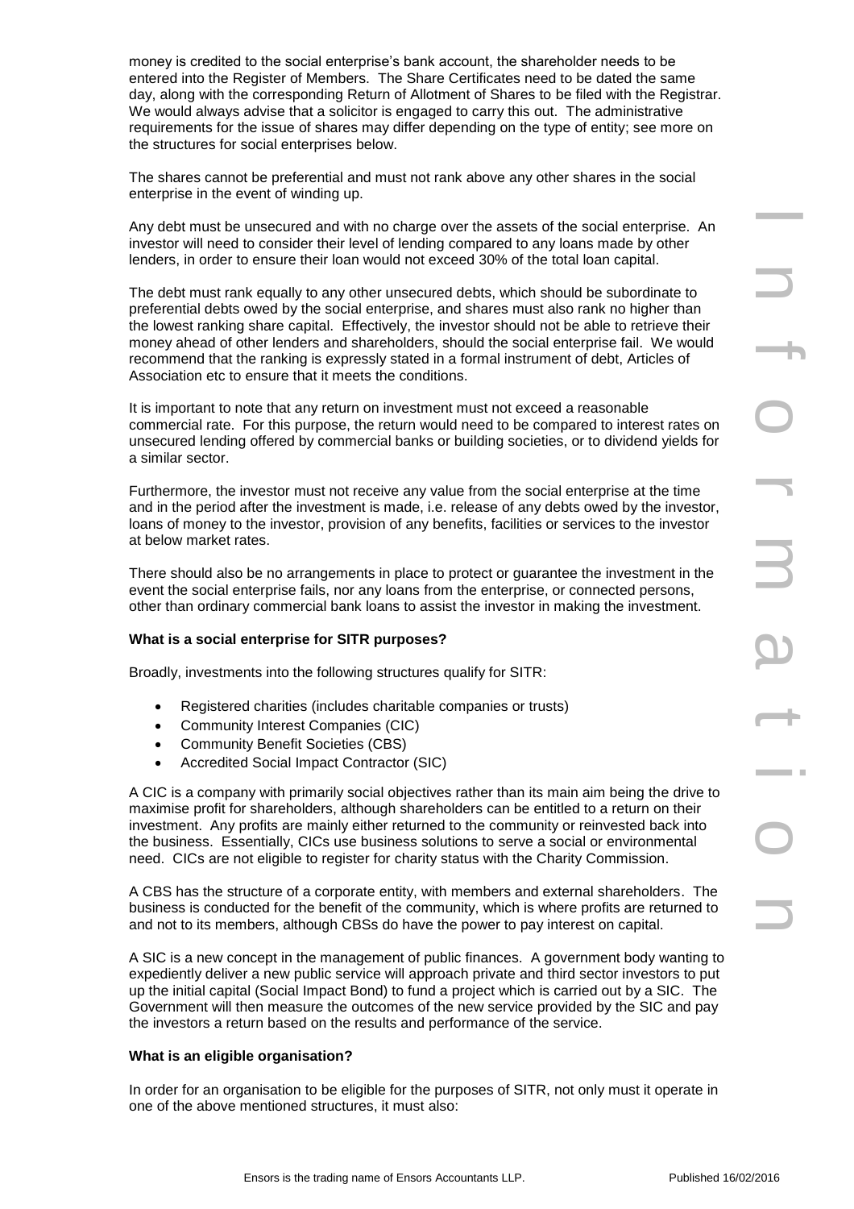money is credited to the social enterprise's bank account, the shareholder needs to be entered into the Register of Members. The Share Certificates need to be dated the same day, along with the corresponding Return of Allotment of Shares to be filed with the Registrar. We would always advise that a solicitor is engaged to carry this out. The administrative requirements for the issue of shares may differ depending on the type of entity; see more on the structures for social enterprises below.

The shares cannot be preferential and must not rank above any other shares in the social enterprise in the event of winding up.

Any debt must be unsecured and with no charge over the assets of the social enterprise. An investor will need to consider their level of lending compared to any loans made by other lenders, in order to ensure their loan would not exceed 30% of the total loan capital.

The debt must rank equally to any other unsecured debts, which should be subordinate to preferential debts owed by the social enterprise, and shares must also rank no higher than the lowest ranking share capital. Effectively, the investor should not be able to retrieve their money ahead of other lenders and shareholders, should the social enterprise fail. We would recommend that the ranking is expressly stated in a formal instrument of debt, Articles of Association etc to ensure that it meets the conditions.

It is important to note that any return on investment must not exceed a reasonable commercial rate. For this purpose, the return would need to be compared to interest rates on unsecured lending offered by commercial banks or building societies, or to dividend yields for a similar sector.

Furthermore, the investor must not receive any value from the social enterprise at the time and in the period after the investment is made, i.e. release of any debts owed by the investor, loans of money to the investor, provision of any benefits, facilities or services to the investor at below market rates.

There should also be no arrangements in place to protect or guarantee the investment in the event the social enterprise fails, nor any loans from the enterprise, or connected persons, other than ordinary commercial bank loans to assist the investor in making the investment.

**What is a social enterprise for SITR purposes?**

Broadly, investments into the following structures qualify for SITR:

- Registered charities (includes charitable companies or trusts)
- Community Interest Companies (CIC)
- Community Benefit Societies (CBS)
- Accredited Social Impact Contractor (SIC)

A CIC is a company with primarily social objectives rather than its main aim being the drive to maximise profit for shareholders, although shareholders can be entitled to a return on their investment. Any profits are mainly either returned to the community or reinvested back into the business. Essentially, CICs use business solutions to serve a social or environmental need. CICs are not eligible to register for charity status with the Charity Commission.

A CBS has the structure of a corporate entity, with members and external shareholders. The business is conducted for the benefit of the community, which is where profits are returned to and not to its members, although CBSs do have the power to pay interest on capital.

A SIC is a new concept in the management of public finances. A government body wanting to expediently deliver a new public service will approach private and third sector investors to put up the initial capital (Social Impact Bond) to fund a project which is carried out by a SIC. The Government will then measure the outcomes of the new service provided by the SIC and pay the investors a return based on the results and performance of the service.

**What is an eligible organisation?**

In order for an organisation to be eligible for the purposes of SITR, not only must it operate in one of the above mentioned structures, it must also: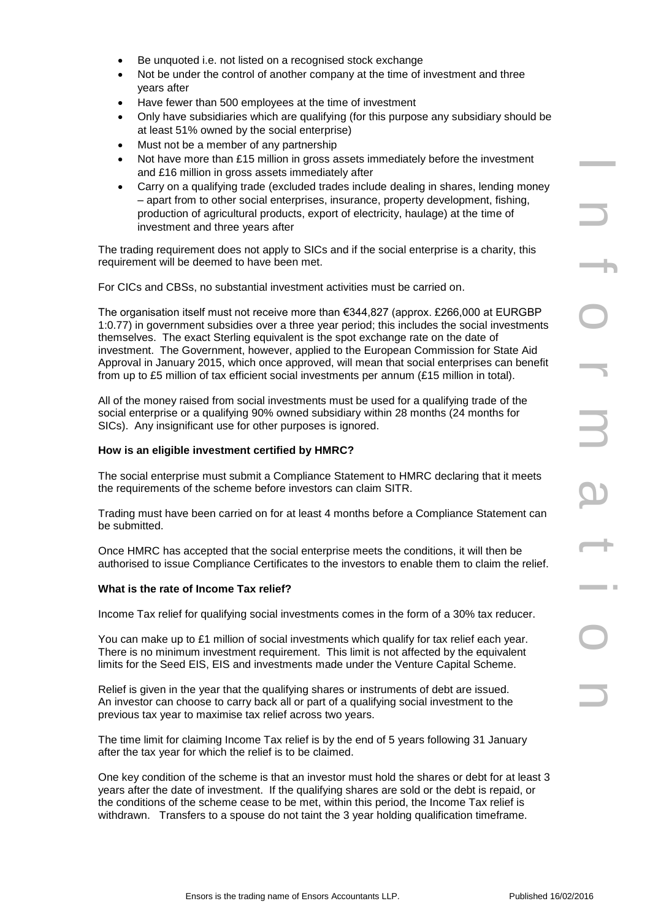- Be unquoted i.e. not listed on a recognised stock exchange
- Not be under the control of another company at the time of investment and three years after
- Have fewer than 500 employees at the time of investment
- Only have subsidiaries which are qualifying (for this purpose any subsidiary should be at least 51% owned by the social enterprise)
- Must not be a member of any partnership
- Not have more than £15 million in gross assets immediately before the investment and £16 million in gross assets immediately after
- Carry on a qualifying trade (excluded trades include dealing in shares, lending money – apart from to other social enterprises, insurance, property development, fishing, production of agricultural products, export of electricity, haulage) at the time of investment and three years after

The trading requirement does not apply to SICs and if the social enterprise is a charity, this requirement will be deemed to have been met.

For CICs and CBSs, no substantial investment activities must be carried on.

The organisation itself must not receive more than €344,827 (approx. £266,000 at EURGBP 1:0.77) in government subsidies over a three year period; this includes the social investments themselves. The exact Sterling equivalent is the spot exchange rate on the date of investment. The Government, however, applied to the European Commission for State Aid Approval in January 2015, which once approved, will mean that social enterprises can benefit from up to £5 million of tax efficient social investments per annum (£15 million in total).

All of the money raised from social investments must be used for a qualifying trade of the social enterprise or a qualifying 90% owned subsidiary within 28 months (24 months for SICs). Any insignificant use for other purposes is ignored.

**How is an eligible investment certified by HMRC?**

The social enterprise must submit a Compliance Statement to HMRC declaring that it meets the requirements of the scheme before investors can claim SITR.

Trading must have been carried on for at least 4 months before a Compliance Statement can be submitted.

Once HMRC has accepted that the social enterprise meets the conditions, it will then be authorised to issue Compliance Certificates to the investors to enable them to claim the relief.

**What is the rate of Income Tax relief?**

Income Tax relief for qualifying social investments comes in the form of a 30% tax reducer.

You can make up to £1 million of social investments which qualify for tax relief each year. There is no minimum investment requirement. This limit is not affected by the equivalent limits for the Seed EIS, EIS and investments made under the Venture Capital Scheme.

Relief is given in the year that the qualifying shares or instruments of debt are issued. An investor can choose to carry back all or part of a qualifying social investment to the previous tax year to maximise tax relief across two years.

The time limit for claiming Income Tax relief is by the end of 5 years following 31 January after the tax year for which the relief is to be claimed.

One key condition of the scheme is that an investor must hold the shares or debt for at least 3 years after the date of investment. If the qualifying shares are sold or the debt is repaid, or the conditions of the scheme cease to be met, within this period, the Income Tax relief is withdrawn. Transfers to a spouse do not taint the 3 year holding qualification timeframe.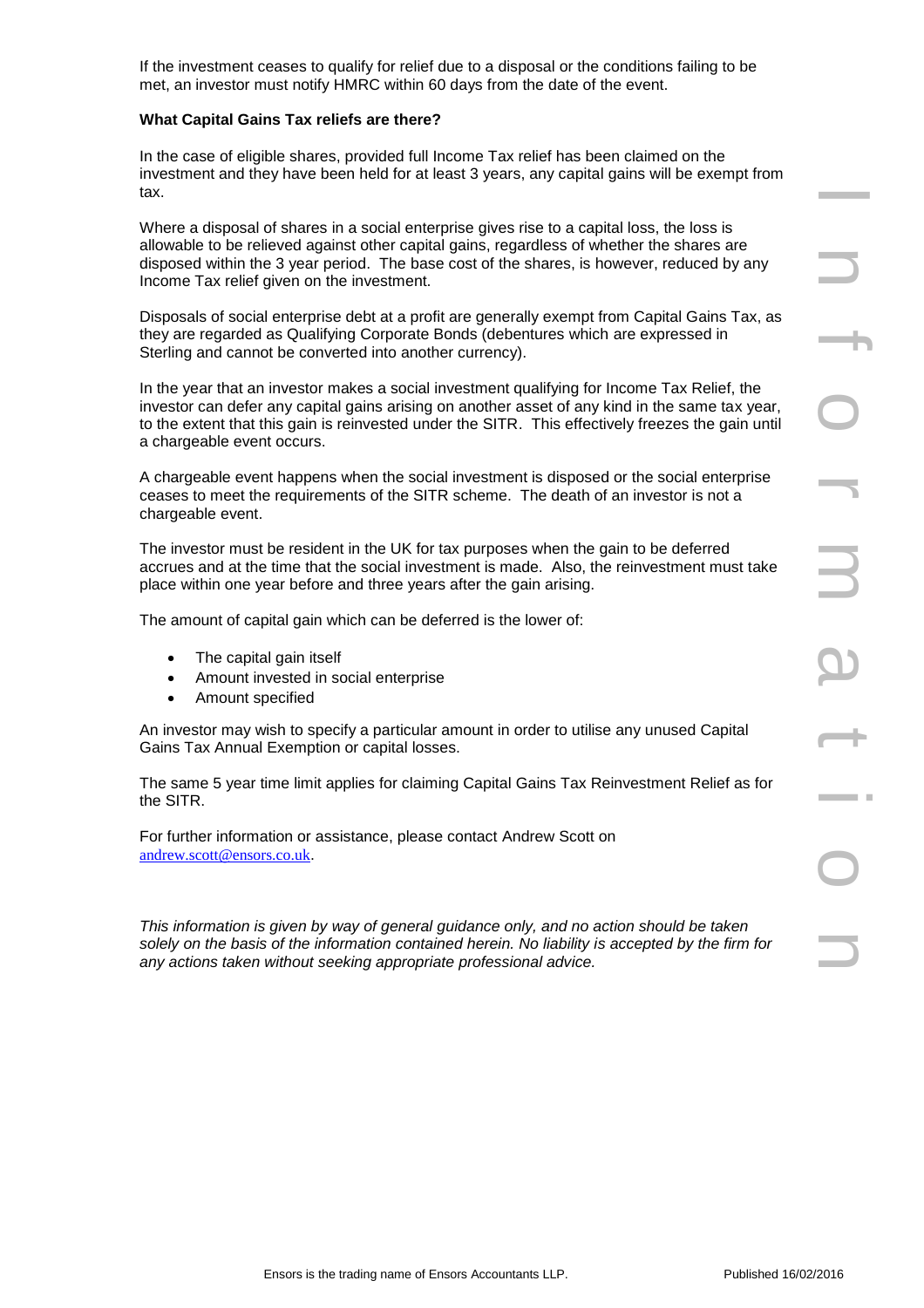If the investment ceases to qualify for relief due to a disposal or the conditions failing to be met, an investor must notify HMRC within 60 days from the date of the event.

**What Capital Gains Tax reliefs are there?**

In the case of eligible shares, provided full Income Tax relief has been claimed on the investment and they have been held for at least 3 years, any capital gains will be exempt from tax.

Where a disposal of shares in a social enterprise gives rise to a capital loss, the loss is allowable to be relieved against other capital gains, regardless of whether the shares are disposed within the 3 year period. The base cost of the shares, is however, reduced by any Income Tax relief given on the investment.

Disposals of social enterprise debt at a profit are generally exempt from Capital Gains Tax, as they are regarded as Qualifying Corporate Bonds (debentures which are expressed in Sterling and cannot be converted into another currency).

In the year that an investor makes a social investment qualifying for Income Tax Relief, the investor can defer any capital gains arising on another asset of any kind in the same tax year, to the extent that this gain is reinvested under the SITR. This effectively freezes the gain until a chargeable event occurs.

A chargeable event happens when the social investment is disposed or the social enterprise ceases to meet the requirements of the SITR scheme. The death of an investor is not a chargeable event.

The investor must be resident in the UK for tax purposes when the gain to be deferred accrues and at the time that the social investment is made. Also, the reinvestment must take place within one year before and three years after the gain arising.

The amount of capital gain which can be deferred is the lower of:

- The capital gain itself
- Amount invested in social enterprise
- Amount specified

An investor may wish to specify a particular amount in order to utilise any unused Capital Gains Tax Annual Exemption or capital losses.

The same 5 year time limit applies for claiming Capital Gains Tax Reinvestment Relief as for the SITR.

For further information or assistance, please contact Andrew Scott on andrew.scott@ensors.co.uk.

*This information is given by way of general guidance only, and no action should be taken solely on the basis of the information contained herein. No liability is accepted by the firm for any actions taken without seeking appropriate professional advice.*

Ensors is the trading name of Ensors Accountants LLP.

Published 16/02/2016